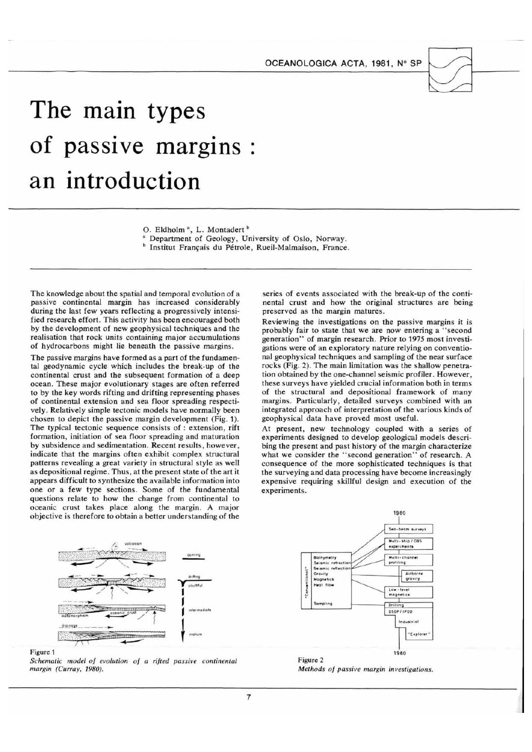# The main types of passive margins : an introduction

O. Eldholm [a], L. Montadert [b]

[a] Department of Geology, University of Oslo, Norway.

[b] Institut Français du Pétrole, Rueil-Malmaison, France.

The knowledge about the spatial and temporal evolution of a passive continental margin has increased considerably during the last few years reflecting a progressively intensified research effort. This activity has been encouraged both by the development of new geophysical techniques and the realisation that rock units containing major accumulations of hydrocarbons might lie beneath the passive margins.

The passive margins have formed as a part of the fundamental geodynamic cycle which includes the break-up of the continental crust and the subsequent formation of a deep ocean. These major evolutionary stages are often referred to by the key words rifting and drifting representing phases of continental extension and sea floor spreading respectively. Relatively simple tectonic models have normally been chosen to depict the passive margin development (Fig. 1). The typical tectonic sequence consists of : extension, rift formation, initiation of sea floor spreading and maturation by subsidence and sedimentation. Recent results, however, indicate that the margins often exhibit complex structural patterns revealing a great variety in structural style as well as depositional regime. Thus, at the present state of the art it appears difficult to synthesize the available information into one or a few type sections. Some of the fundamental questions relate to how the change from continental to oceanic crust takes place along the margin. A major objective is therefore to obtain a better understanding of the series of events associated with the break-up of the continental crust and how the original structures are being preserved as the margin matures.

Reviewing the investigations on the passive margins it is probably fair to state that we are now entering a "second generation" of margin research. Prior to 1975 most investigations were of an exploratory nature relying on conventional geophysical techniques and sampling of the near surface rocks (Fig. 2). The main limitation was the shallow penetration obtained by the one-channel seismic profiler. However, these surveys have yielded crucial information both in terms of the structural and depositional framework of many margins. Particularly, detailed surveys combined with an integrated approach of interpretation of the various kinds of geophysical data have proved most useful.

At present, new technology coupled with a series of experiments designed to develop geological models describing the present and past history of the margin characterize what we consider the "second generation" of research. A consequence of the more sophisticated techniques is that the surveying and data processing have become increasingly expensive requiring skillful design and execution of the experiments.

Figure 1
*Schematic model of evolution of a rifted passive continental margin (Curray, 1980).*

Figure 2
*Methods of passive margin investigations.*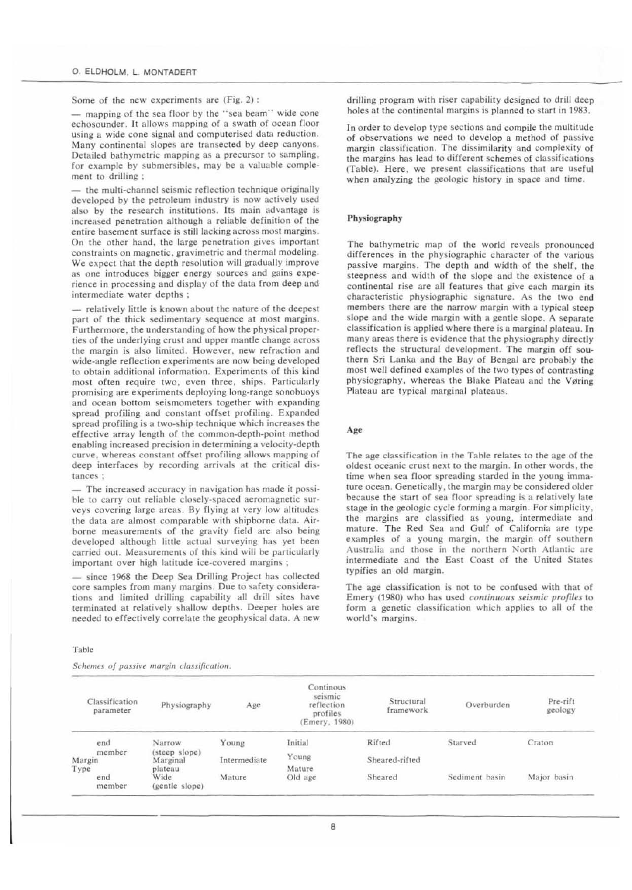Some of the new experiments are (Fig. 2) :

— mapping of the sea floor by the "sea beam" wide cone echosounder. It allows mapping of a swath of ocean floor using a wide cone signal and computerised data reduction. Many continental slopes are transected by deep canyons. Detailed bathymetric mapping as a precursor to sampling, for example by submersibles, may be a valuable complement to drilling ;

— the multi-channel seismic reflection technique originally developed by the petroleum industry is now actively used also by the research institutions. Its main advantage is increased penetration although a reliable definition of the entire basement surface is still lacking across most margins. On the other hand, the large penetration gives important constraints on magnetic, gravimetric and thermal modeling. We expect that the depth resolution will gradually improve as one introduces bigger energy sources and gains experience in processing and display of the data from deep and intermediate water depths ;

— relatively little is known about the nature of the deepest part of the thick sedimentary sequence at most margins. Furthermore, the understanding of how the physical properties of the underlying crust and upper mantle change across the margin is also limited. However, new refraction and wide-angle reflection experiments are now being developed to obtain additional information. Experiments of this kind most often require two, even three, ships. Particularly promising are experiments deploying long-range sonobuoys and ocean bottom seismometers together with expanding spread profiling and constant offset profiling. Expanded spread profiling is a two-ship technique which increases the effective array length of the common-depth-point method enabling increased precision in determining a velocity-depth curve, whereas constant offset profiling allows mapping of deep interfaces by recording arrivals at the critical distances ;

— The increased accuracy in navigation has made it possible to carry out reliable closely-spaced aeromagnetic surveys covering large areas. By flying at very low altitudes the data are almost comparable with shipborne data. Airborne measurements of the gravity field are also being developed although little actual surveying has yet been carried out. Measurements of this kind will be particularly important over high latitude ice-covered margins ;

— since 1968 the Deep Sea Drilling Project has collected core samples from many margins. Due to safety considerations and limited drilling capability all drill sites have terminated at relatively shallow depths. Deeper holes are needed to effectively correlate the geophysical data. A new drilling program with riser capability designed to drill deep holes at the continental margins is planned to start in 1983.

In order to develop type sections and compile the multitude of observations we need to develop a method of passive margin classification. The dissimilarity and complexity of the margins has lead to different schemes of classifications (Table). Here, we present classifications that are useful when analyzing the geologic history in space and time.

## Physiography

The bathymetric map of the world reveals pronounced differences in the physiographic character of the various passive margins. The depth and width of the shelf, the steepness and width of the slope and the existence of a continental rise are all features that give each margin its characteristic physiographic signature. As the two end members there are the narrow margin with a typical steep slope and the wide margin with a gentle slope. A separate classification is applied where there is a marginal plateau. In many areas there is evidence that the physiography directly reflects the structural development. The margin off southern Sri Lanka and the Bay of Bengal are probably the most well defined examples of the two types of contrasting physiography, whereas the Blake Plateau and the Vøring Plateau are typical marginal plateaus.

## Age

The age classification in the Table relates to the age of the oldest oceanic crust next to the margin. In other words, the time when sea floor spreading starded in the young immature ocean. Genetically, the margin may be considered older because the start of sea floor spreading is a relatively late stage in the geologic cycle forming a margin. For simplicity, the margins are classified as young, intermediate and mature. The Red Sea and Gulf of California are type examples of a young margin, the margin off southern Australia and those in the northern North Atlantic are intermediate and the East Coast of the United States typifies an old margin.

The age classification is not to be confused with that of Emery (1980) who has used *continuous seismic profiles* to form a genetic classification which applies to all of the world's margins.

Table

*Schemes of passive margin classification.*

| Classification parameter | Physiography | Age | Continous seismic reflection profiles (Emery, 1980) | Structural framework | Overburden | Pre-rift geology |
|---|---|---|---|---|---|---|
| Margin Type — end member | Narrow (steep slope) | Young | Initial | Rifted | Starved | Craton |
| | Marginal plateau | Intermediate | Young | Sheared-rifted | | |
| | | | Mature | | | |
| Margin Type — end member | Wide (gentle slope) | Mature | Old age | Sheared | Sediment basin | Major basin |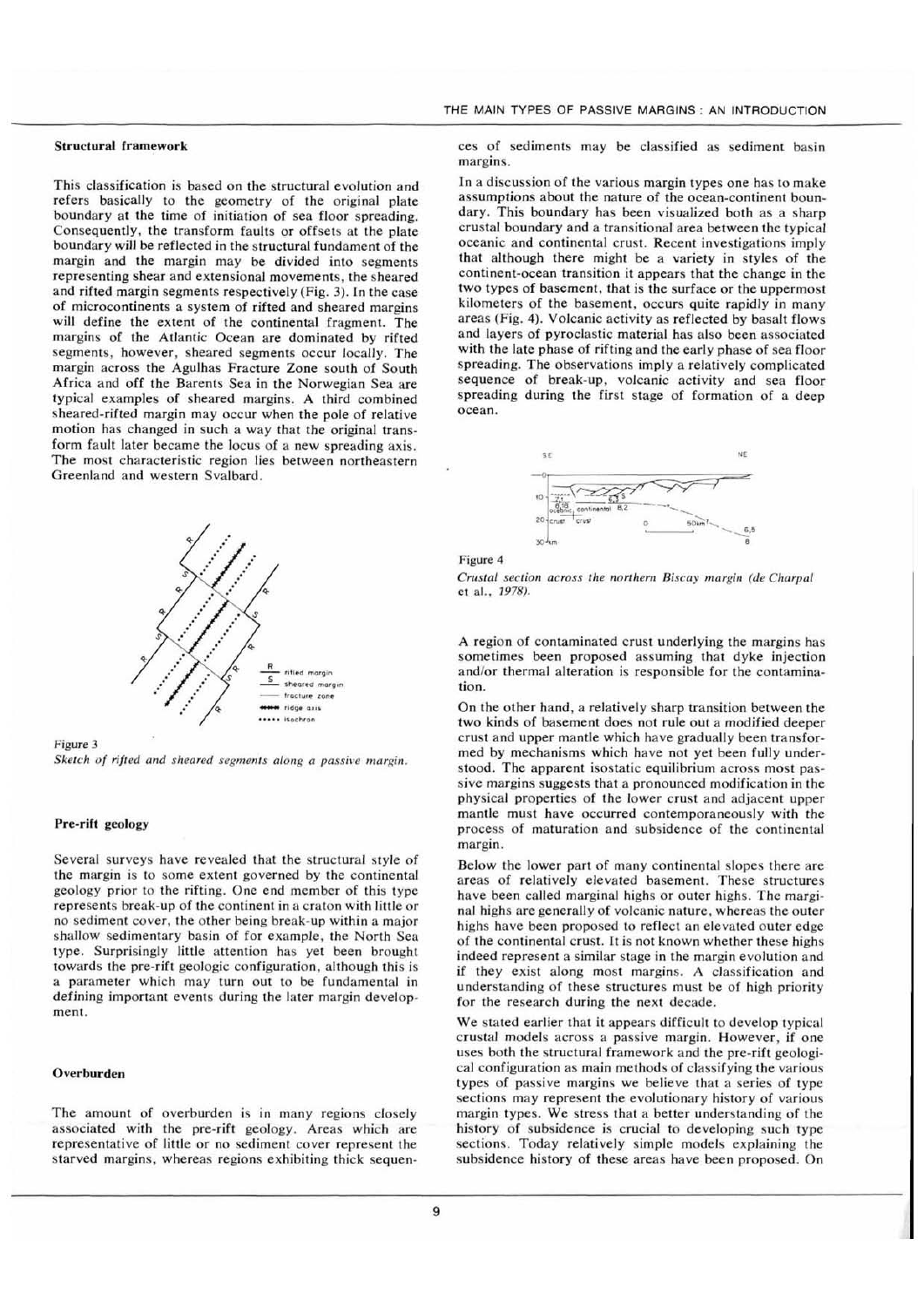### Structural framework

This classification is based on the structural evolution and refers basically to the geometry of the original plate boundary at the time of initiation of sea floor spreading. Consequently, the transform faults or offsets at the plate boundary will be reflected in the structural fundament of the margin and the margin may be divided into segments representing shear and extensional movements, the sheared and rifted margin segments respectively (Fig. 3). In the case of microcontinents a system of rifted and sheared margins will define the extent of the continental fragment. The margins of the Atlantic Ocean are dominated by rifted segments, however, sheared segments occur locally. The margin across the Agulhas Fracture Zone south of South Africa and off the Barents Sea in the Norwegian Sea are typical examples of sheared margins. A third combined sheared-rifted margin may occur when the pole of relative motion has changed in such a way that the original transform fault later became the locus of a new spreading axis. The most characteristic region lies between northeastern Greenland and western Svalbard.

Figure 3
*Sketch of rifted and sheared segments along a passive margin.*

### Pre-rift geology

Several surveys have revealed that the structural style of the margin is to some extent governed by the continental geology prior to the rifting. One end member of this type represents break-up of the continent in a craton with little or no sediment cover, the other being break-up within a major shallow sedimentary basin of for example, the North Sea type. Surprisingly little attention has yet been brought towards the pre-rift geologic configuration, although this is a parameter which may turn out to be fundamental in defining important events during the later margin development.

### Overburden

The amount of overburden is in many regions closely associated with the pre-rift geology. Areas which are representative of little or no sediment cover represent the starved margins, whereas regions exhibiting thick sequences of sediments may be classified as sediment basin margins.

In a discussion of the various margin types one has to make assumptions about the nature of the ocean-continent boundary. This boundary has been visualized both as a sharp crustal boundary and a transitional area between the typical oceanic and continental crust. Recent investigations imply that although there might be a variety in styles of the continent-ocean transition it appears that the change in the two types of basement, that is the surface or the uppermost kilometers of the basement, occurs quite rapidly in many areas (Fig. 4). Volcanic activity as reflected by basalt flows and layers of pyroclastic material has also been associated with the late phase of rifting and the early phase of sea floor spreading. The observations imply a relatively complicated sequence of break-up, volcanic activity and sea floor spreading during the first stage of formation of a deep ocean.

Figure 4
*Crustal section across the northern Biscay margin (de Charpal et al., 1978).*

A region of contaminated crust underlying the margins has sometimes been proposed assuming that dyke injection and/or thermal alteration is responsible for the contamination.

On the other hand, a relatively sharp transition between the two kinds of basement does not rule out a modified deeper crust and upper mantle which have gradually been transformed by mechanisms which have not yet been fully understood. The apparent isostatic equilibrium across most passive margins suggests that a pronounced modification in the physical properties of the lower crust and adjacent upper mantle must have occurred contemporaneously with the process of maturation and subsidence of the continental margin.

Below the lower part of many continental slopes there are areas of relatively elevated basement. These structures have been called marginal highs or outer highs. The marginal highs are generally of volcanic nature, whereas the outer highs have been proposed to reflect an elevated outer edge of the continental crust. It is not known whether these highs indeed represent a similar stage in the margin evolution and if they exist along most margins. A classification and understanding of these structures must be of high priority for the research during the next decade.

We stated earlier that it appears difficult to develop typical crustal models across a passive margin. However, if one uses both the structural framework and the pre-rift geological configuration as main methods of classifying the various types of passive margins we believe that a series of type sections may represent the evolutionary history of various margin types. We stress that a better understanding of the history of subsidence is crucial to developing such type sections. Today relatively simple models explaining the subsidence history of these areas have been proposed. On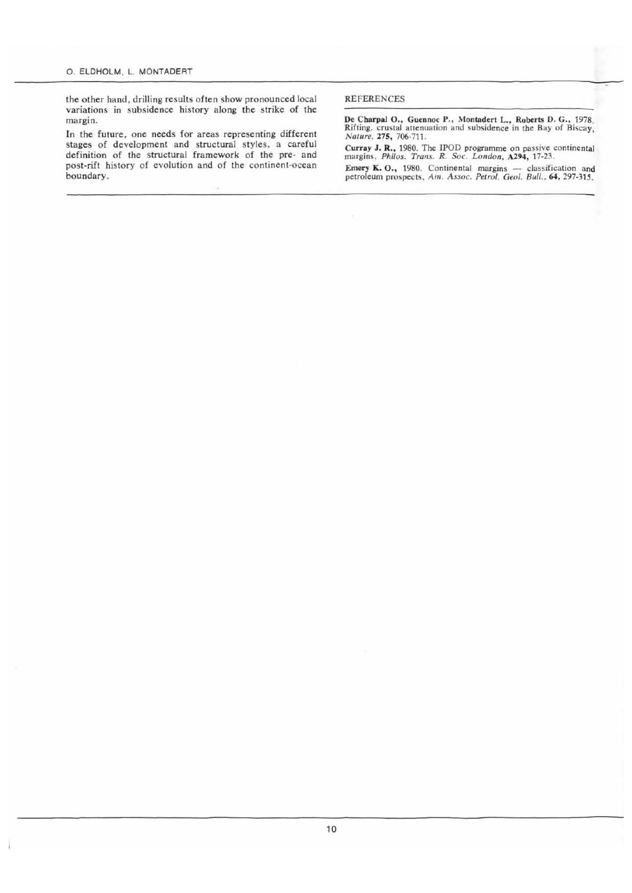the other hand, drilling results often show pronounced local variations in subsidence history along the strike of the margin.

In the future, one needs for areas representing different stages of development and structural styles, a careful definition of the structural framework of the pre- and post-rift history of evolution and of the continent-ocean boundary.

## REFERENCES

**De Charpal O., Guennoc P., Montadert L., Roberts D. G.,** 1978. Rifting, crustal attenuation and subsidence in the Bay of Biscay, *Nature*, **275**, 706-711.

**Curray J. R.,** 1980. The IPOD programme on passive continental margins, *Philos. Trans. R. Soc. London*, **A294**, 17-23.

**Emery K. O.,** 1980. Continental margins — classification and petroleum prospects, *Am. Assoc. Petrol. Geol. Bull.*, **64**, 297-315.